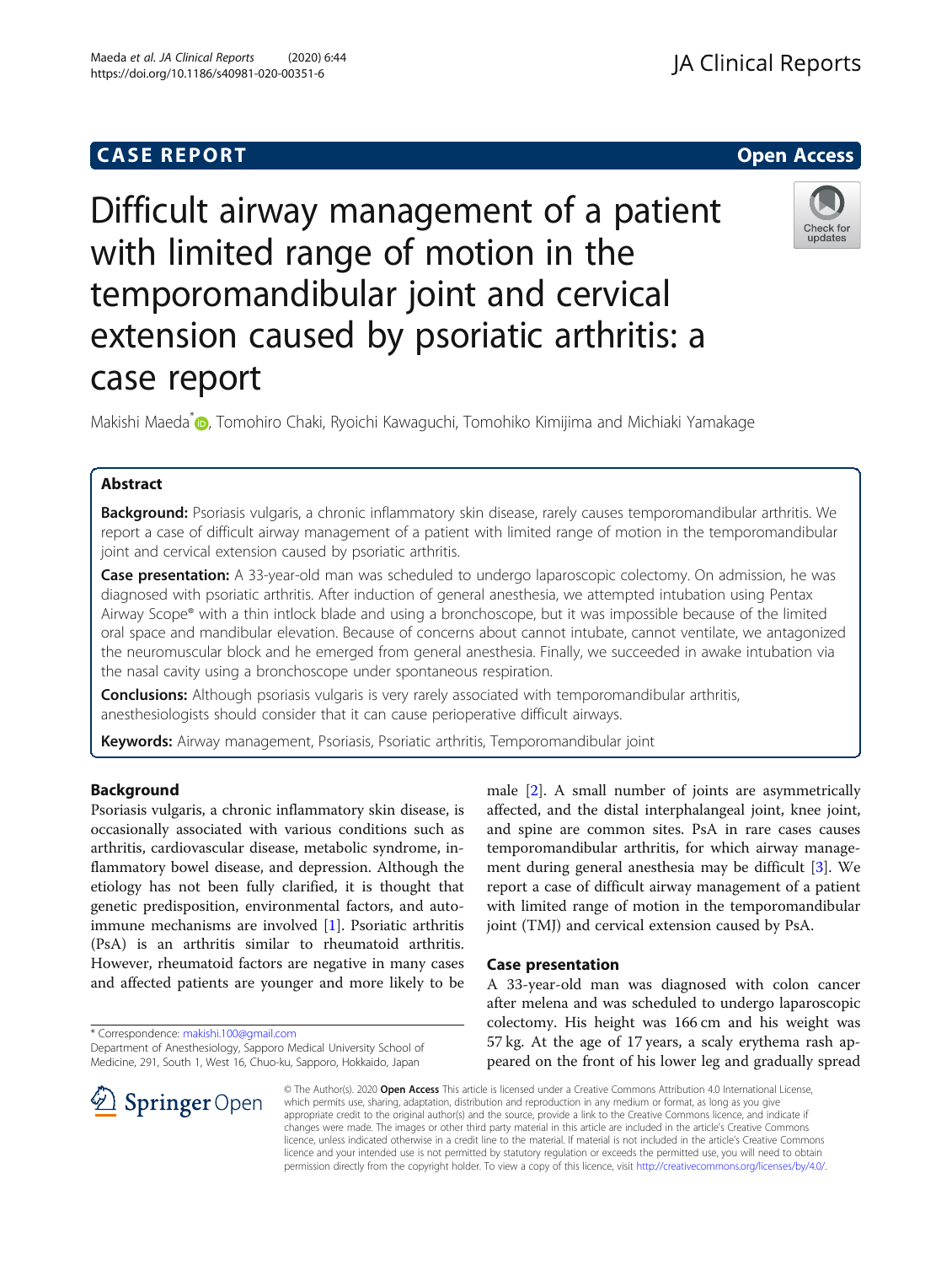**CASE REPORT** **Open Access**

# Difficult airway management of a patient with limited range of motion in the temporomandibular joint and cervical extension caused by psoriatic arthritis: a case report

Makishi Maeda*, Tomohiro Chaki, Ryoichi Kawaguchi, Tomohiko Kimijima and Michiaki Yamakage

## Abstract

**Background:** Psoriasis vulgaris, a chronic inflammatory skin disease, rarely causes temporomandibular arthritis. We report a case of difficult airway management of a patient with limited range of motion in the temporomandibular joint and cervical extension caused by psoriatic arthritis.

**Case presentation:** A 33-year-old man was scheduled to undergo laparoscopic colectomy. On admission, he was diagnosed with psoriatic arthritis. After induction of general anesthesia, we attempted intubation using Pentax Airway Scope® with a thin intlock blade and using a bronchoscope, but it was impossible because of the limited oral space and mandibular elevation. Because of concerns about cannot intubate, cannot ventilate, we antagonized the neuromuscular block and he emerged from general anesthesia. Finally, we succeeded in awake intubation via the nasal cavity using a bronchoscope under spontaneous respiration.

**Conclusions:** Although psoriasis vulgaris is very rarely associated with temporomandibular arthritis, anesthesiologists should consider that it can cause perioperative difficult airways.

**Keywords:** Airway management, Psoriasis, Psoriatic arthritis, Temporomandibular joint

## Background

Psoriasis vulgaris, a chronic inflammatory skin disease, is occasionally associated with various conditions such as arthritis, cardiovascular disease, metabolic syndrome, inflammatory bowel disease, and depression. Although the etiology has not been fully clarified, it is thought that genetic predisposition, environmental factors, and autoimmune mechanisms are involved [1]. Psoriatic arthritis (PsA) is an arthritis similar to rheumatoid arthritis. However, rheumatoid factors are negative in many cases and affected patients are younger and more likely to be male [2]. A small number of joints are asymmetrically affected, and the distal interphalangeal joint, knee joint, and spine are common sites. PsA in rare cases causes temporomandibular arthritis, for which airway management during general anesthesia may be difficult [3]. We report a case of difficult airway management of a patient with limited range of motion in the temporomandibular joint (TMJ) and cervical extension caused by PsA.

## Case presentation

A 33-year-old man was diagnosed with colon cancer after melena and was scheduled to undergo laparoscopic colectomy. His height was 166 cm and his weight was 57 kg. At the age of 17 years, a scaly erythema rash appeared on the front of his lower leg and gradually spread

* Correspondence: makishi.100@gmail.com
Department of Anesthesiology, Sapporo Medical University School of Medicine, 291, South 1, West 16, Chuo-ku, Sapporo, Hokkaido, Japan

© The Author(s). 2020 **Open Access** This article is licensed under a Creative Commons Attribution 4.0 International License, which permits use, sharing, adaptation, distribution and reproduction in any medium or format, as long as you give appropriate credit to the original author(s) and the source, provide a link to the Creative Commons licence, and indicate if changes were made. The images or other third party material in this article are included in the article's Creative Commons licence, unless indicated otherwise in a credit line to the material. If material is not included in the article's Creative Commons licence and your intended use is not permitted by statutory regulation or exceeds the permitted use, you will need to obtain permission directly from the copyright holder. To view a copy of this licence, visit http://creativecommons.org/licenses/by/4.0/.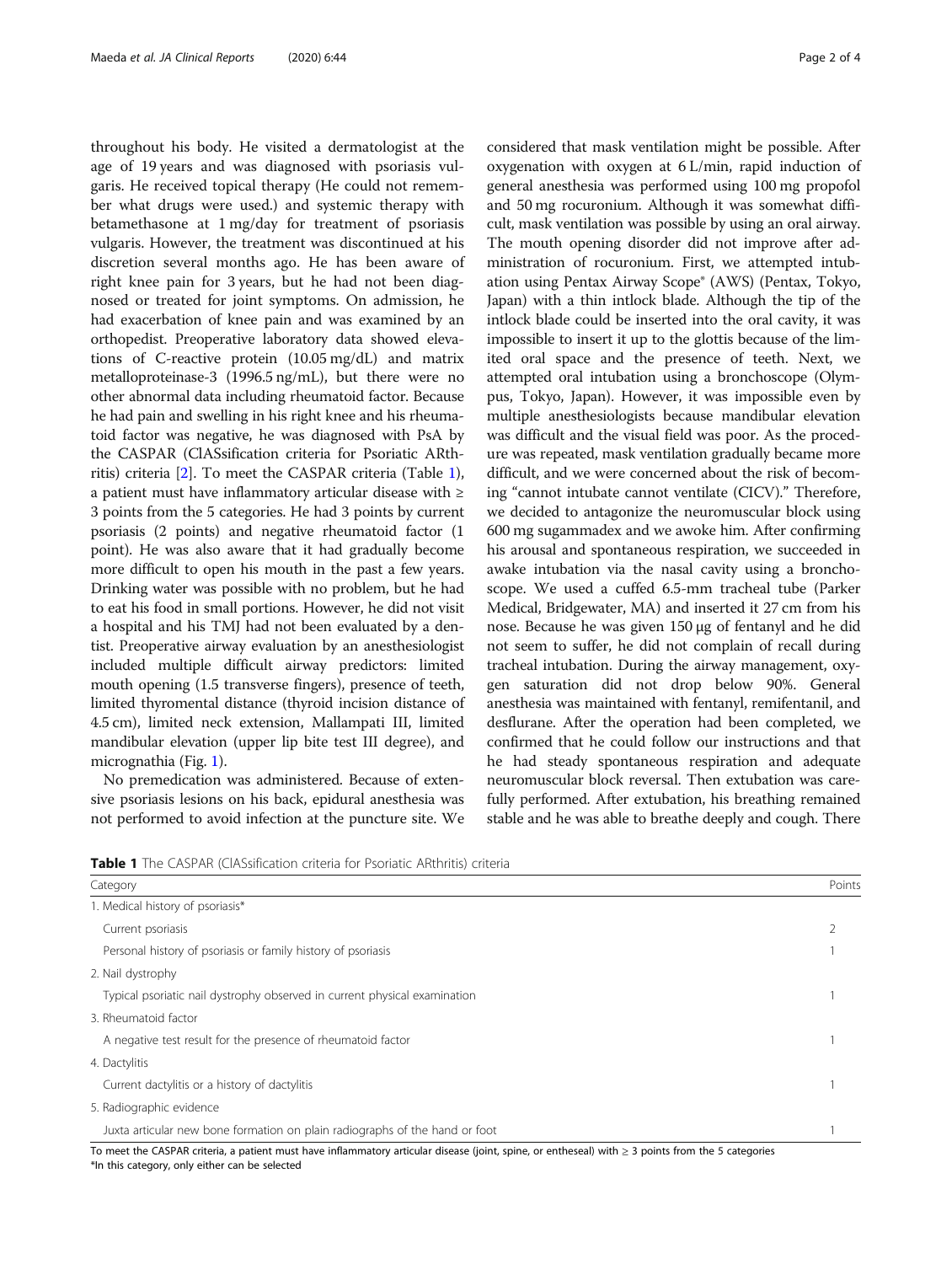throughout his body. He visited a dermatologist at the age of 19 years and was diagnosed with psoriasis vulgaris. He received topical therapy (He could not remember what drugs were used.) and systemic therapy with betamethasone at 1 mg/day for treatment of psoriasis vulgaris. However, the treatment was discontinued at his discretion several months ago. He has been aware of right knee pain for 3 years, but he had not been diagnosed or treated for joint symptoms. On admission, he had exacerbation of knee pain and was examined by an orthopedist. Preoperative laboratory data showed elevations of C-reactive protein (10.05 mg/dL) and matrix metalloproteinase-3 (1996.5 ng/mL), but there were no other abnormal data including rheumatoid factor. Because he had pain and swelling in his right knee and his rheumatoid factor was negative, he was diagnosed with PsA by the CASPAR (ClASsification criteria for Psoriatic ARthritis) criteria [2]. To meet the CASPAR criteria (Table 1), a patient must have inflammatory articular disease with ≥ 3 points from the 5 categories. He had 3 points by current psoriasis (2 points) and negative rheumatoid factor (1 point). He was also aware that it had gradually become more difficult to open his mouth in the past a few years. Drinking water was possible with no problem, but he had to eat his food in small portions. However, he did not visit a hospital and his TMJ had not been evaluated by a dentist. Preoperative airway evaluation by an anesthesiologist included multiple difficult airway predictors: limited mouth opening (1.5 transverse fingers), presence of teeth, limited thyromental distance (thyroid incision distance of 4.5 cm), limited neck extension, Mallampati III, limited mandibular elevation (upper lip bite test III degree), and micrognathia (Fig. 1).

No premedication was administered. Because of extensive psoriasis lesions on his back, epidural anesthesia was not performed to avoid infection at the puncture site. We considered that mask ventilation might be possible. After oxygenation with oxygen at 6 L/min, rapid induction of general anesthesia was performed using 100 mg propofol and 50 mg rocuronium. Although it was somewhat difficult, mask ventilation was possible by using an oral airway. The mouth opening disorder did not improve after administration of rocuronium. First, we attempted intubation using Pentax Airway Scope® (AWS) (Pentax, Tokyo, Japan) with a thin intlock blade. Although the tip of the intlock blade could be inserted into the oral cavity, it was impossible to insert it up to the glottis because of the limited oral space and the presence of teeth. Next, we attempted oral intubation using a bronchoscope (Olympus, Tokyo, Japan). However, it was impossible even by multiple anesthesiologists because mandibular elevation was difficult and the visual field was poor. As the procedure was repeated, mask ventilation gradually became more difficult, and we were concerned about the risk of becoming "cannot intubate cannot ventilate (CICV)." Therefore, we decided to antagonize the neuromuscular block using 600 mg sugammadex and we awoke him. After confirming his arousal and spontaneous respiration, we succeeded in awake intubation via the nasal cavity using a bronchoscope. We used a cuffed 6.5-mm tracheal tube (Parker Medical, Bridgewater, MA) and inserted it 27 cm from his nose. Because he was given 150 μg of fentanyl and he did not seem to suffer, he did not complain of recall during tracheal intubation. During the airway management, oxygen saturation did not drop below 90%. General anesthesia was maintained with fentanyl, remifentanil, and desflurane. After the operation had been completed, we confirmed that he could follow our instructions and that he had steady spontaneous respiration and adequate neuromuscular block reversal. Then extubation was carefully performed. After extubation, his breathing remained stable and he was able to breathe deeply and cough. There

**Table 1** The CASPAR (ClASsification criteria for Psoriatic ARthritis) criteria

| Category | Points |
|---|---|
| 1. Medical history of psoriasis* | |
| Current psoriasis | 2 |
| Personal history of psoriasis or family history of psoriasis | 1 |
| 2. Nail dystrophy | |
| Typical psoriatic nail dystrophy observed in current physical examination | 1 |
| 3. Rheumatoid factor | |
| A negative test result for the presence of rheumatoid factor | 1 |
| 4. Dactylitis | |
| Current dactylitis or a history of dactylitis | 1 |
| 5. Radiographic evidence | |
| Juxta articular new bone formation on plain radiographs of the hand or foot | 1 |

To meet the CASPAR criteria, a patient must have inflammatory articular disease (joint, spine, or entheseal) with ≥ 3 points from the 5 categories
*In this category, only either can be selected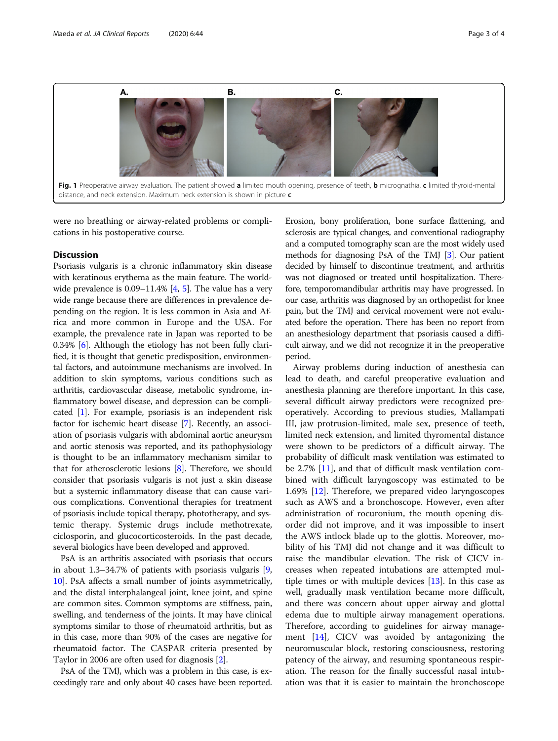Fig. 1 Preoperative airway evaluation. The patient showed **a** limited mouth opening, presence of teeth, **b** micrognathia, **c** limited thyroid-mental distance, and neck extension. Maximum neck extension is shown in picture **c**

were no breathing or airway-related problems or complications in his postoperative course.

## Discussion

Psoriasis vulgaris is a chronic inflammatory skin disease with keratinous erythema as the main feature. The worldwide prevalence is 0.09–11.4% [4, 5]. The value has a very wide range because there are differences in prevalence depending on the region. It is less common in Asia and Africa and more common in Europe and the USA. For example, the prevalence rate in Japan was reported to be 0.34% [6]. Although the etiology has not been fully clarified, it is thought that genetic predisposition, environmental factors, and autoimmune mechanisms are involved. In addition to skin symptoms, various conditions such as arthritis, cardiovascular disease, metabolic syndrome, inflammatory bowel disease, and depression can be complicated [1]. For example, psoriasis is an independent risk factor for ischemic heart disease [7]. Recently, an association of psoriasis vulgaris with abdominal aortic aneurysm and aortic stenosis was reported, and its pathophysiology is thought to be an inflammatory mechanism similar to that for atherosclerotic lesions [8]. Therefore, we should consider that psoriasis vulgaris is not just a skin disease but a systemic inflammatory disease that can cause various complications. Conventional therapies for treatment of psoriasis include topical therapy, phototherapy, and systemic therapy. Systemic drugs include methotrexate, ciclosporin, and glucocorticosteroids. In the past decade, several biologics have been developed and approved.

PsA is an arthritis associated with psoriasis that occurs in about 1.3–34.7% of patients with psoriasis vulgaris [9, 10]. PsA affects a small number of joints asymmetrically, and the distal interphalangeal joint, knee joint, and spine are common sites. Common symptoms are stiffness, pain, swelling, and tenderness of the joints. It may have clinical symptoms similar to those of rheumatoid arthritis, but as in this case, more than 90% of the cases are negative for rheumatoid factor. The CASPAR criteria presented by Taylor in 2006 are often used for diagnosis [2].

PsA of the TMJ, which was a problem in this case, is exceedingly rare and only about 40 cases have been reported. Erosion, bony proliferation, bone surface flattening, and sclerosis are typical changes, and conventional radiography and a computed tomography scan are the most widely used methods for diagnosing PsA of the TMJ [3]. Our patient decided by himself to discontinue treatment, and arthritis was not diagnosed or treated until hospitalization. Therefore, temporomandibular arthritis may have progressed. In our case, arthritis was diagnosed by an orthopedist for knee pain, but the TMJ and cervical movement were not evaluated before the operation. There has been no report from an anesthesiology department that psoriasis caused a difficult airway, and we did not recognize it in the preoperative period.

Airway problems during induction of anesthesia can lead to death, and careful preoperative evaluation and anesthesia planning are therefore important. In this case, several difficult airway predictors were recognized preoperatively. According to previous studies, Mallampati III, jaw protrusion-limited, male sex, presence of teeth, limited neck extension, and limited thyromental distance were shown to be predictors of a difficult airway. The probability of difficult mask ventilation was estimated to be 2.7% [11], and that of difficult mask ventilation combined with difficult laryngoscopy was estimated to be 1.69% [12]. Therefore, we prepared video laryngoscopes such as AWS and a bronchoscope. However, even after administration of rocuronium, the mouth opening disorder did not improve, and it was impossible to insert the AWS intlock blade up to the glottis. Moreover, mobility of his TMJ did not change and it was difficult to raise the mandibular elevation. The risk of CICV increases when repeated intubations are attempted multiple times or with multiple devices [13]. In this case as well, gradually mask ventilation became more difficult, and there was concern about upper airway and glottal edema due to multiple airway management operations. Therefore, according to guidelines for airway management [14], CICV was avoided by antagonizing the neuromuscular block, restoring consciousness, restoring patency of the airway, and resuming spontaneous respiration. The reason for the finally successful nasal intubation was that it is easier to maintain the bronchoscope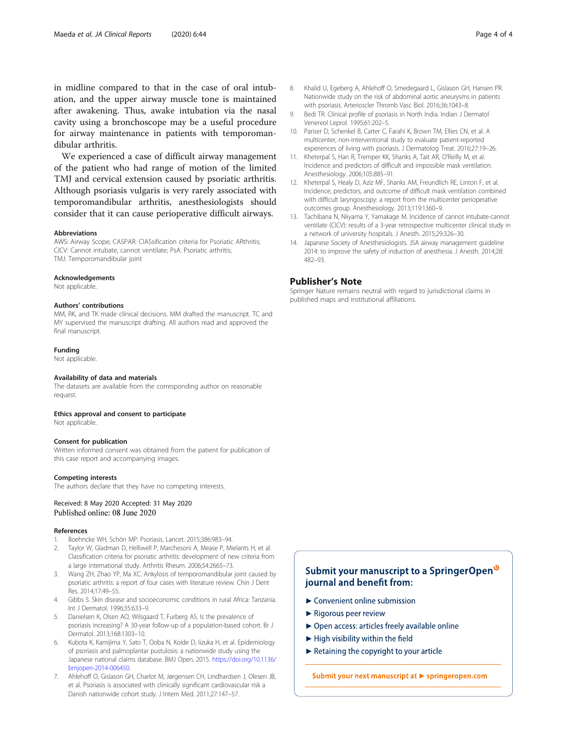in midline compared to that in the case of oral intubation, and the upper airway muscle tone is maintained after awakening. Thus, awake intubation via the nasal cavity using a bronchoscope may be a useful procedure for airway maintenance in patients with temporomandibular arthritis.

We experienced a case of difficult airway management of the patient who had range of motion of the limited TMJ and cervical extension caused by psoriatic arthritis. Although psoriasis vulgaris is very rarely associated with temporomandibular arthritis, anesthesiologists should consider that it can cause perioperative difficult airways.

### Abbreviations

AWS: Airway Scope; CASPAR: ClASsification criteria for Psoriatic ARthritis; CICV: Cannot intubate, cannot ventilate; PsA: Psoriatic arthritis; TMJ: Temporomandibular joint

### Acknowledgements

Not applicable.

### Authors' contributions

MM, RK, and TK made clinical decisions. MM drafted the manuscript. TC and MY supervised the manuscript drafting. All authors read and approved the final manuscript.

### Funding

Not applicable.

### Availability of data and materials

The datasets are available from the corresponding author on reasonable request.

### Ethics approval and consent to participate

Not applicable.

### Consent for publication

Written informed consent was obtained from the patient for publication of this case report and accompanying images.

### Competing interests

The authors declare that they have no competing interests.

Received: 8 May 2020 Accepted: 31 May 2020
Published online: 08 June 2020

### References

1. Boehncke WH, Schön MP. Psoriasis. Lancet. 2015;386:983–94.
2. Taylor W, Gladman D, Helliwell P, Marchesoni A, Mease P, Mielants H, et al. Classification criteria for psoriatic arthritis: development of new criteria from a large international study. Arthritis Rheum. 2006;54:2665–73.
3. Wang ZH, Zhao YP, Ma XC. Ankylosis of temporomandibular joint caused by psoriatic arthritis: a report of four cases with literature review. Chin J Dent Res. 2014;17:49–55.
4. Gibbs S. Skin disease and socioeconomic conditions in rural Africa: Tanzania. Int J Dermatol. 1996;35:633–9.
5. Danielsen K, Olsen AO, Wilsgaard T, Furberg AS. Is the prevalence of psoriasis increasing? A 30-year follow-up of a population-based cohort. Br J Dermatol. 2013;168:1303–10.
6. Kubota K, Kamijima Y, Sato T, Ooba N, Koide D, Iizuka H, et al. Epidemiology of psoriasis and palmoplantar pustulosis: a nationwide study using the Japanese national claims database. BMJ Open. 2015. https://doi.org/10.1136/bmjopen-2014-006450.
7. Ahlehoff O, Gislason GH, Charlot M, Jørgensen CH, Lindhardsen J, Olesen JB, et al. Psoriasis is associated with clinically significant cardiovascular risk a Danish nationwide cohort study. J Intern Med. 2011;27:147–57.
8. Khalid U, Egeberg A, Ahlehoff O, Smedegaard L, Gislason GH, Hansen PR. Nationwide study on the risk of abdominal aortic aneurysms in patients with psoriasis. Arterioscler Thromb Vasc Biol. 2016;36:1043–8.
9. Bedi TR. Clinical profile of psoriasis in North India. Indian J Dermatol Venereol Leprol. 1995;61:202–5.
10. Pariser D, Schenkel B, Carter C, Farahi K, Brown TM, Ellies CN, et al. A multicenter, non-interventional study to evaluate patient-reported experiences of living with psoriasis. J Dermatolog Treat. 2016;27:19–26.
11. Kheterpal S, Han R, Tremper KK, Shanks A, Tait AR, O'Reilly M, et al. Incidence and predictors of difficult and impossible mask ventilation. Anesthesiology. 2006;105:885–91.
12. Kheterpal S, Healy D, Aziz MF, Shanks AM, Freundlich RE, Linton F, et al. Incidence, predictors, and outcome of difficult mask ventilation combined with difficult laryngoscopy: a report from the multicenter perioperative outcomes group. Anesthesiology. 2013;119:1360–9.
13. Tachibana N, Niiyama Y, Yamakage M. Incidence of cannot intubate-cannot ventilate (CICV): results of a 3-year retrospective multicenter clinical study in a network of university hospitals. J Anesth. 2015;29:326–30.
14. Japanese Society of Anesthesiologists. JSA airway management guideline 2014: to improve the safety of induction of anesthesia. J Anesth. 2014;28:482–93.

## Publisher's Note

Springer Nature remains neutral with regard to jurisdictional claims in published maps and institutional affiliations.

**Submit your manuscript to a SpringerOpen journal and benefit from:**

- ► Convenient online submission
- ► Rigorous peer review
- ► Open access: articles freely available online
- ► High visibility within the field
- ► Retaining the copyright to your article

**Submit your next manuscript at ► springeropen.com**